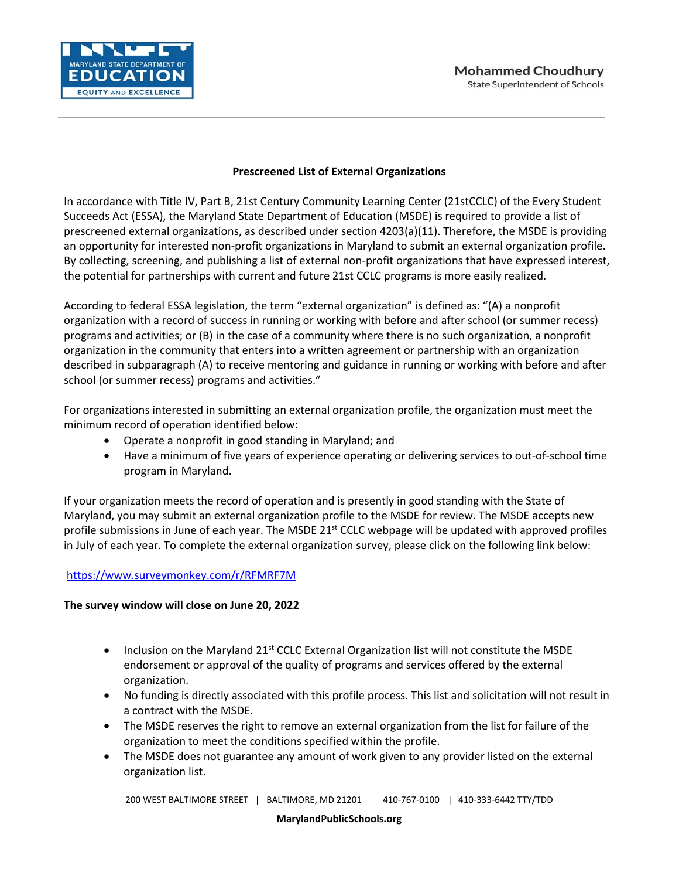Mohammed Choudhury
State Superintendent of Schools

## Prescreened List of External Organizations

In accordance with Title IV, Part B, 21st Century Community Learning Center (21stCCLC) of the Every Student Succeeds Act (ESSA), the Maryland State Department of Education (MSDE) is required to provide a list of prescreened external organizations, as described under section 4203(a)(11). Therefore, the MSDE is providing an opportunity for interested non-profit organizations in Maryland to submit an external organization profile. By collecting, screening, and publishing a list of external non-profit organizations that have expressed interest, the potential for partnerships with current and future 21st CCLC programs is more easily realized.

According to federal ESSA legislation, the term "external organization" is defined as: "(A) a nonprofit organization with a record of success in running or working with before and after school (or summer recess) programs and activities; or (B) in the case of a community where there is no such organization, a nonprofit organization in the community that enters into a written agreement or partnership with an organization described in subparagraph (A) to receive mentoring and guidance in running or working with before and after school (or summer recess) programs and activities."

For organizations interested in submitting an external organization profile, the organization must meet the minimum record of operation identified below:

- Operate a nonprofit in good standing in Maryland; and
- Have a minimum of five years of experience operating or delivering services to out-of-school time program in Maryland.

If your organization meets the record of operation and is presently in good standing with the State of Maryland, you may submit an external organization profile to the MSDE for review. The MSDE accepts new profile submissions in June of each year. The MSDE 21st CCLC webpage will be updated with approved profiles in July of each year. To complete the external organization survey, please click on the following link below:

https://www.surveymonkey.com/r/RFMRF7M

**The survey window will close on June 20, 2022**

- Inclusion on the Maryland 21st CCLC External Organization list will not constitute the MSDE endorsement or approval of the quality of programs and services offered by the external organization.
- No funding is directly associated with this profile process. This list and solicitation will not result in a contract with the MSDE.
- The MSDE reserves the right to remove an external organization from the list for failure of the organization to meet the conditions specified within the profile.
- The MSDE does not guarantee any amount of work given to any provider listed on the external organization list.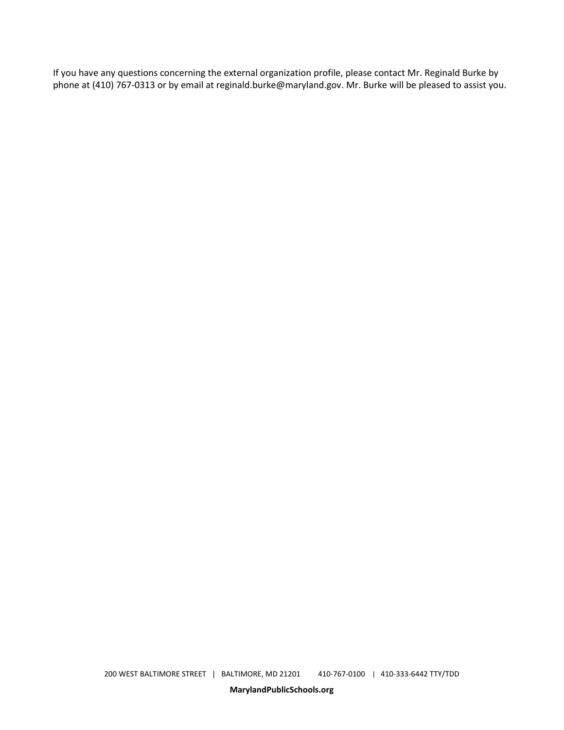If you have any questions concerning the external organization profile, please contact Mr. Reginald Burke by phone at (410) 767-0313 or by email at reginald.burke@maryland.gov. Mr. Burke will be pleased to assist you.